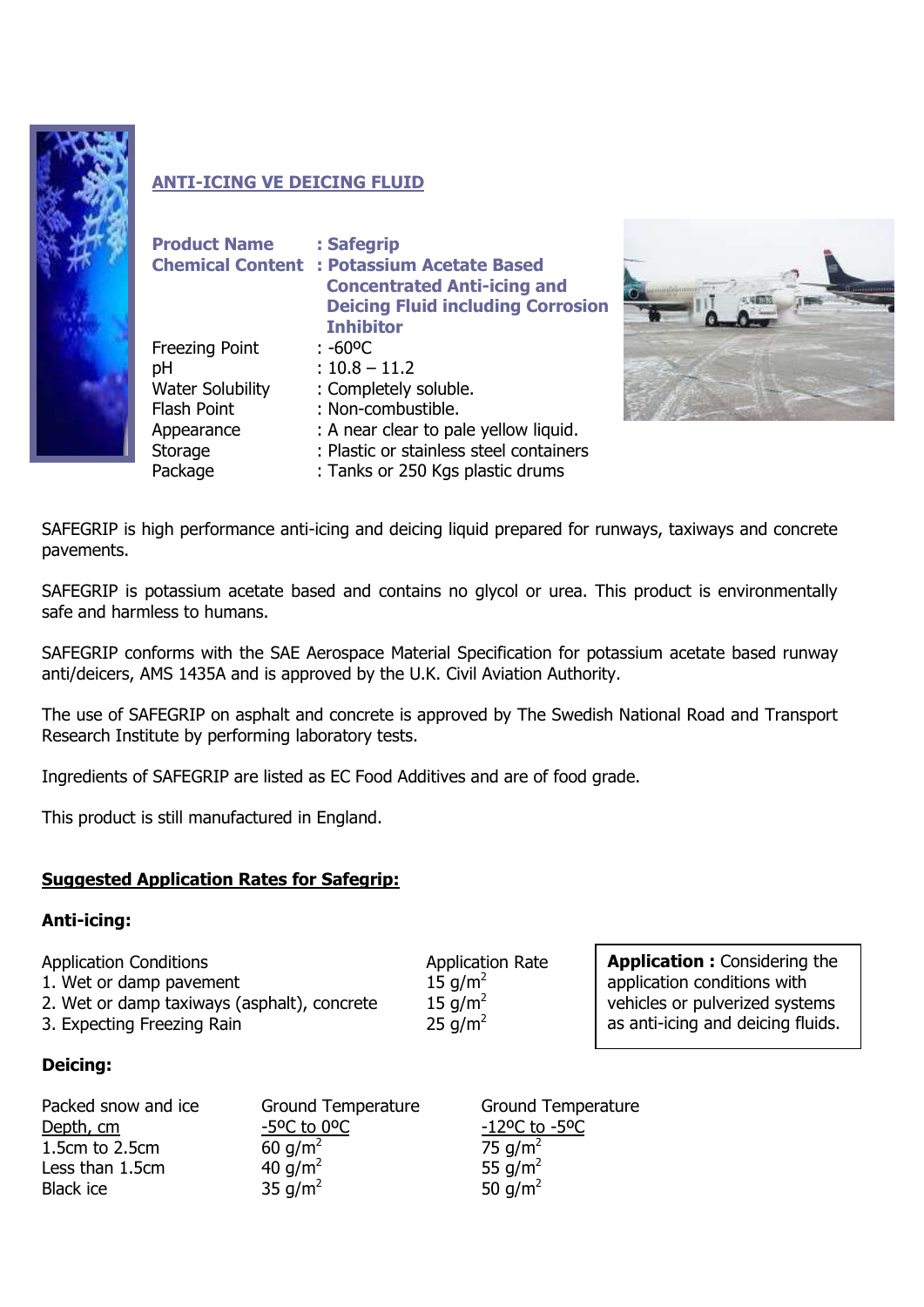## ANTI-ICING VE DEICING FLUID

| | |
|---|---|
| **Product Name** | **: Safegrip** |
| **Chemical Content** | **: Potassium Acetate Based Concentrated Anti-icing and Deicing Fluid including Corrosion Inhibitor** |
| Freezing Point | : -60ºC |
| pH | : 10.8 – 11.2 |
| Water Solubility | : Completely soluble. |
| Flash Point | : Non-combustible. |
| Appearance | : A near clear to pale yellow liquid. |
| Storage | : Plastic or stainless steel containers |
| Package | : Tanks or 250 Kgs plastic drums |

SAFEGRIP is high performance anti-icing and deicing liquid prepared for runways, taxiways and concrete pavements.

SAFEGRIP is potassium acetate based and contains no glycol or urea. This product is environmentally safe and harmless to humans.

SAFEGRIP conforms with the SAE Aerospace Material Specification for potassium acetate based runway anti/deicers, AMS 1435A and is approved by the U.K. Civil Aviation Authority.

The use of SAFEGRIP on asphalt and concrete is approved by The Swedish National Road and Transport Research Institute by performing laboratory tests.

Ingredients of SAFEGRIP are listed as EC Food Additives and are of food grade.

This product is still manufactured in England.

## Suggested Application Rates for Safegrip:

### Anti-icing:

| Application Conditions | Application Rate |
|---|---|
| 1. Wet or damp pavement | 15 g/m$^2$ |
| 2. Wet or damp taxiways (asphalt), concrete | 15 g/m$^2$ |
| 3. Expecting Freezing Rain | 25 g/m$^2$ |

**Application :** Considering the application conditions with vehicles or pulverized systems as anti-icing and deicing fluids.

### Deicing:

| Packed snow and ice Depth, cm | Ground Temperature -5ºC to 0ºC | Ground Temperature -12ºC to -5ºC |
|---|---|---|
| 1.5cm to 2.5cm | 60 g/m$^2$ | 75 g/m$^2$ |
| Less than 1.5cm | 40 g/m$^2$ | 55 g/m$^2$ |
| Black ice | 35 g/m$^2$ | 50 g/m$^2$ |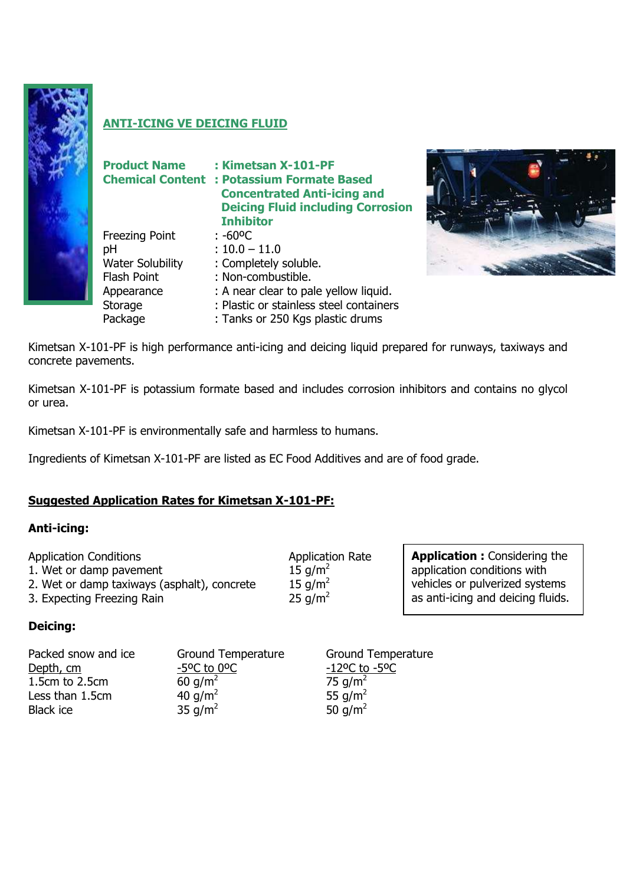## ANTI-ICING VE DEICING FLUID

| | |
|---|---|
| **Product Name** | **: Kimetsan X-101-PF** |
| **Chemical Content** | **: Potassium Formate Based Concentrated Anti-icing and Deicing Fluid including Corrosion Inhibitor** |
| Freezing Point | : -60ºC |
| pH | : 10.0 – 11.0 |
| Water Solubility | : Completely soluble. |
| Flash Point | : Non-combustible. |
| Appearance | : A near clear to pale yellow liquid. |
| Storage | : Plastic or stainless steel containers |
| Package | : Tanks or 250 Kgs plastic drums |

Kimetsan X-101-PF is high performance anti-icing and deicing liquid prepared for runways, taxiways and concrete pavements.

Kimetsan X-101-PF is potassium formate based and includes corrosion inhibitors and contains no glycol or urea.

Kimetsan X-101-PF is environmentally safe and harmless to humans.

Ingredients of Kimetsan X-101-PF are listed as EC Food Additives and are of food grade.

### Suggested Application Rates for Kimetsan X-101-PF:

**Anti-icing:**

| Application Conditions | Application Rate |
|---|---|
| 1. Wet or damp pavement | 15 g/m$^2$ |
| 2. Wet or damp taxiways (asphalt), concrete | 15 g/m$^2$ |
| 3. Expecting Freezing Rain | 25 g/m$^2$ |

**Application :** Considering the application conditions with vehicles or pulverized systems as anti-icing and deicing fluids.

**Deicing:**

| Packed snow and ice Depth, cm | Ground Temperature -5ºC to 0ºC | Ground Temperature -12ºC to -5ºC |
|---|---|---|
| 1.5cm to 2.5cm | 60 g/m$^2$ | 75 g/m$^2$ |
| Less than 1.5cm | 40 g/m$^2$ | 55 g/m$^2$ |
| Black ice | 35 g/m$^2$ | 50 g/m$^2$ |